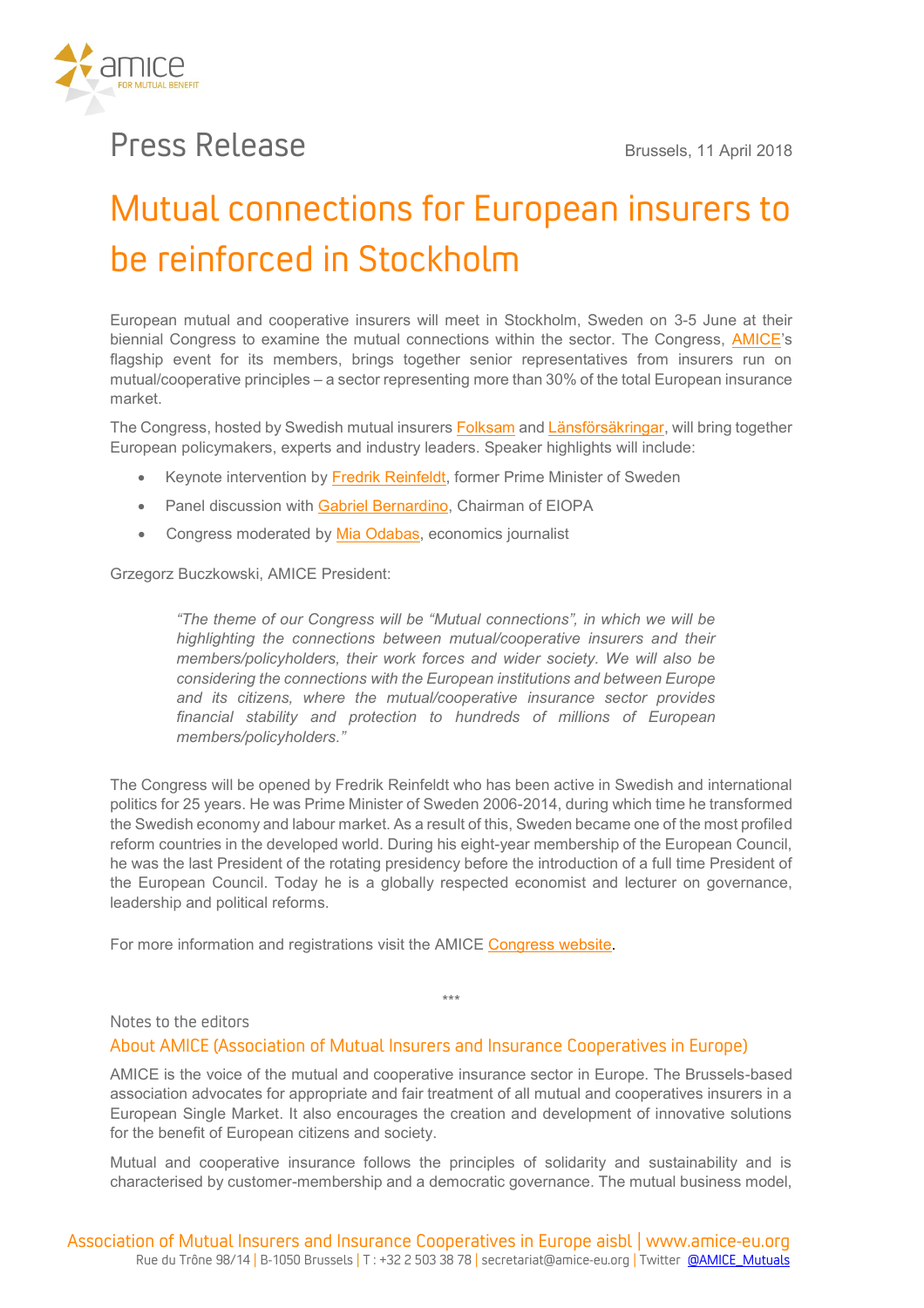# Press Release

Brussels, 11 April 2018

## Mutual connections for European insurers to be reinforced in Stockholm

European mutual and cooperative insurers will meet in Stockholm, Sweden on 3-5 June at their biennial Congress to examine the mutual connections within the sector. The Congress, AMICE's flagship event for its members, brings together senior representatives from insurers run on mutual/cooperative principles – a sector representing more than 30% of the total European insurance market.

The Congress, hosted by Swedish mutual insurers Folksam and Länsförsäkringar, will bring together European policymakers, experts and industry leaders. Speaker highlights will include:

- Keynote intervention by Fredrik Reinfeldt, former Prime Minister of Sweden
- Panel discussion with Gabriel Bernardino, Chairman of EIOPA
- Congress moderated by Mia Odabas, economics journalist

Grzegorz Buczkowski, AMICE President:

> *"The theme of our Congress will be "Mutual connections", in which we will be highlighting the connections between mutual/cooperative insurers and their members/policyholders, their work forces and wider society. We will also be considering the connections with the European institutions and between Europe and its citizens, where the mutual/cooperative insurance sector provides financial stability and protection to hundreds of millions of European members/policyholders."*

The Congress will be opened by Fredrik Reinfeldt who has been active in Swedish and international politics for 25 years. He was Prime Minister of Sweden 2006-2014, during which time he transformed the Swedish economy and labour market. As a result of this, Sweden became one of the most profiled reform countries in the developed world. During his eight-year membership of the European Council, he was the last President of the rotating presidency before the introduction of a full time President of the European Council. Today he is a globally respected economist and lecturer on governance, leadership and political reforms.

For more information and registrations visit the AMICE Congress website.

\*\*\*

Notes to the editors

### About AMICE (Association of Mutual Insurers and Insurance Cooperatives in Europe)

AMICE is the voice of the mutual and cooperative insurance sector in Europe. The Brussels-based association advocates for appropriate and fair treatment of all mutual and cooperatives insurers in a European Single Market. It also encourages the creation and development of innovative solutions for the benefit of European citizens and society.

Mutual and cooperative insurance follows the principles of solidarity and sustainability and is characterised by customer-membership and a democratic governance. The mutual business model,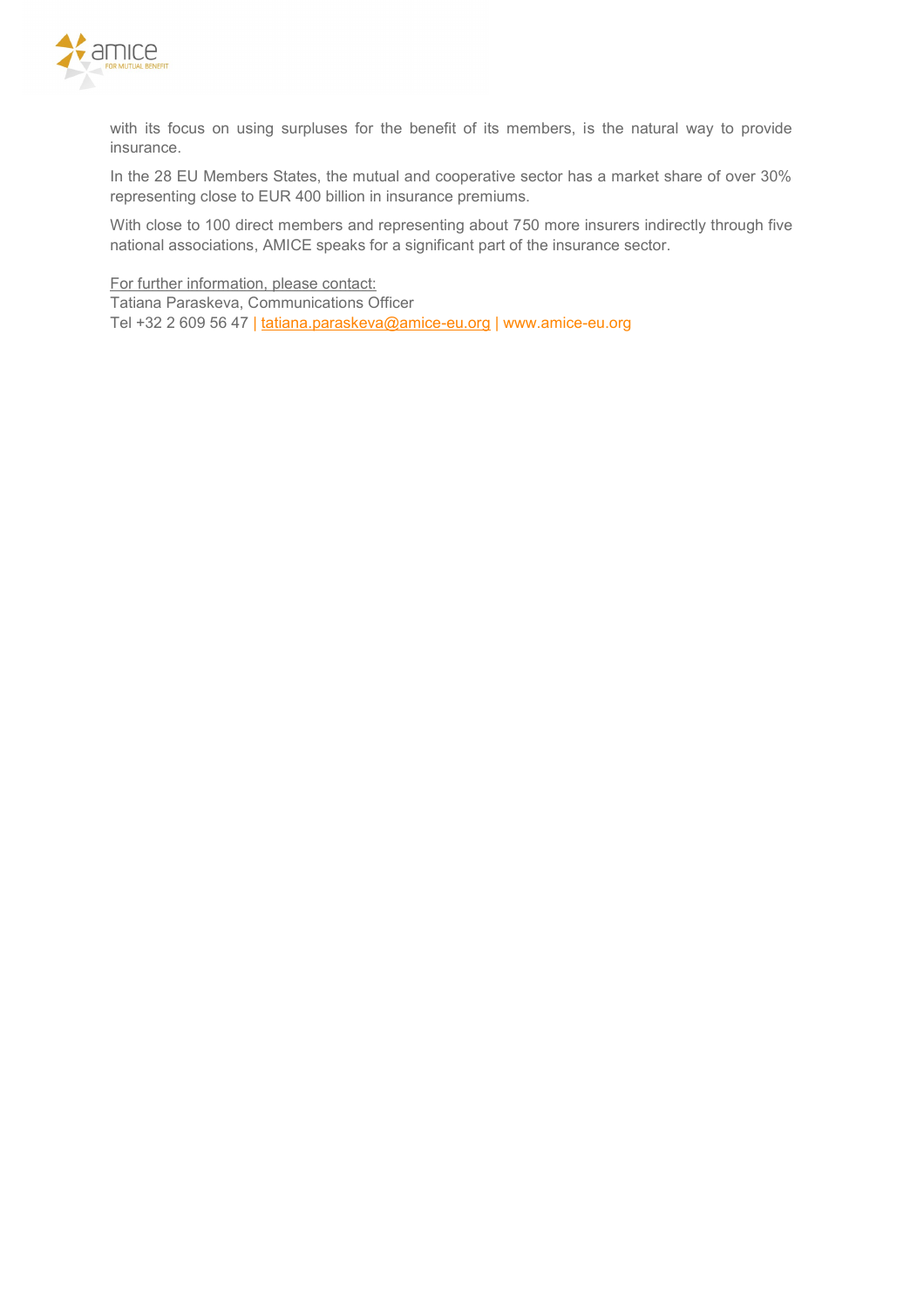with its focus on using surpluses for the benefit of its members, is the natural way to provide insurance.

In the 28 EU Members States, the mutual and cooperative sector has a market share of over 30% representing close to EUR 400 billion in insurance premiums.

With close to 100 direct members and representing about 750 more insurers indirectly through five national associations, AMICE speaks for a significant part of the insurance sector.

For further information, please contact:
Tatiana Paraskeva, Communications Officer
Tel +32 2 609 56 47 | tatiana.paraskeva@amice-eu.org | www.amice-eu.org